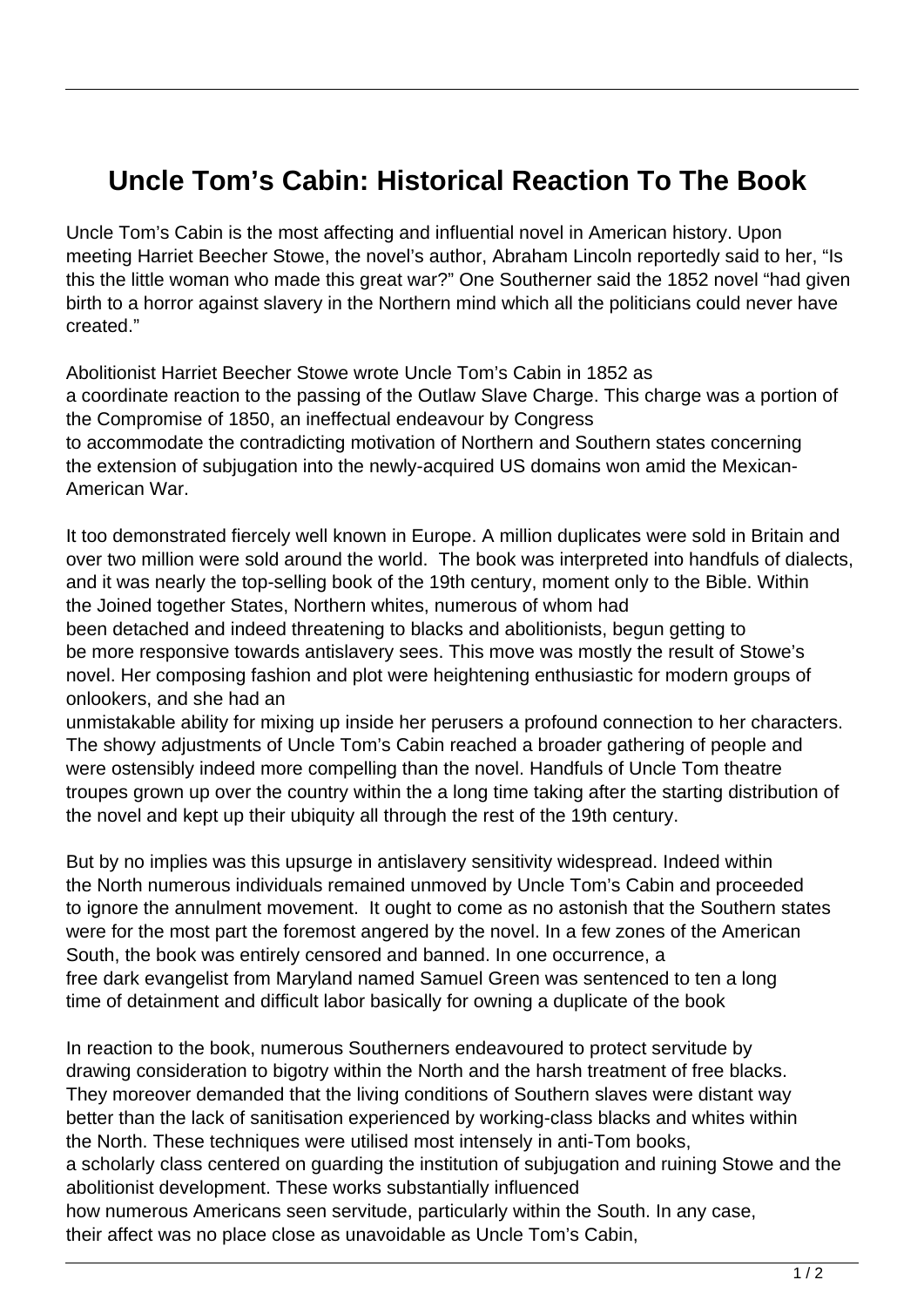# Uncle Tom's Cabin: Historical Reaction To The Book

Uncle Tom's Cabin is the most affecting and influential novel in American history. Upon meeting Harriet Beecher Stowe, the novel's author, Abraham Lincoln reportedly said to her, "Is this the little woman who made this great war?" One Southerner said the 1852 novel "had given birth to a horror against slavery in the Northern mind which all the politicians could never have created."

Abolitionist Harriet Beecher Stowe wrote Uncle Tom's Cabin in 1852 as a coordinate reaction to the passing of the Outlaw Slave Charge. This charge was a portion of the Compromise of 1850, an ineffectual endeavour by Congress to accommodate the contradicting motivation of Northern and Southern states concerning the extension of subjugation into the newly-acquired US domains won amid the Mexican-American War.

It too demonstrated fiercely well known in Europe. A million duplicates were sold in Britain and over two million were sold around the world. The book was interpreted into handfuls of dialects, and it was nearly the top-selling book of the 19th century, moment only to the Bible. Within the Joined together States, Northern whites, numerous of whom had been detached and indeed threatening to blacks and abolitionists, begun getting to be more responsive towards antislavery sees. This move was mostly the result of Stowe's novel. Her composing fashion and plot were heightening enthusiastic for modern groups of onlookers, and she had an unmistakable ability for mixing up inside her perusers a profound connection to her characters. The showy adjustments of Uncle Tom's Cabin reached a broader gathering of people and were ostensibly indeed more compelling than the novel. Handfuls of Uncle Tom theatre troupes grown up over the country within the a long time taking after the starting distribution of the novel and kept up their ubiquity all through the rest of the 19th century.

But by no implies was this upsurge in antislavery sensitivity widespread. Indeed within the North numerous individuals remained unmoved by Uncle Tom's Cabin and proceeded to ignore the annulment movement. It ought to come as no astonish that the Southern states were for the most part the foremost angered by the novel. In a few zones of the American South, the book was entirely censored and banned. In one occurrence, a free dark evangelist from Maryland named Samuel Green was sentenced to ten a long time of detainment and difficult labor basically for owning a duplicate of the book

In reaction to the book, numerous Southerners endeavoured to protect servitude by drawing consideration to bigotry within the North and the harsh treatment of free blacks. They moreover demanded that the living conditions of Southern slaves were distant way better than the lack of sanitisation experienced by working-class blacks and whites within the North. These techniques were utilised most intensely in anti-Tom books, a scholarly class centered on guarding the institution of subjugation and ruining Stowe and the abolitionist development. These works substantially influenced how numerous Americans seen servitude, particularly within the South. In any case, their affect was no place close as unavoidable as Uncle Tom's Cabin,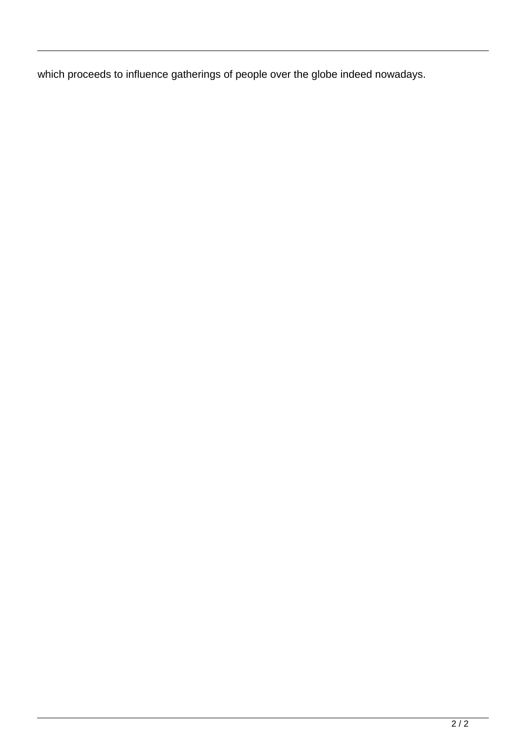which proceeds to influence gatherings of people over the globe indeed nowadays.